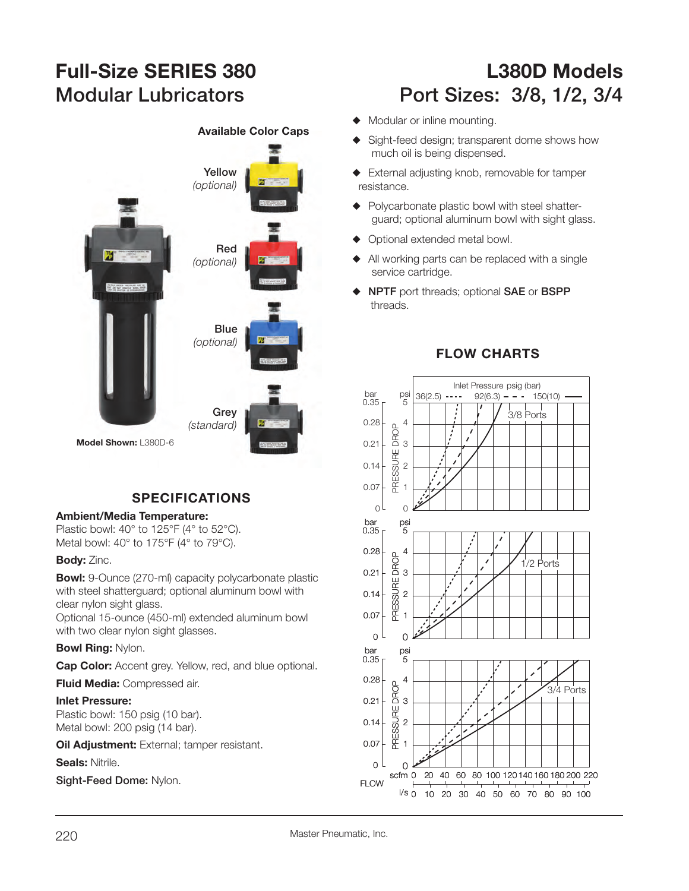# Full-Size SERIES 380 Modular Lubricators

# L380D Models Port Sizes: 3/8, 1/2, 3/4

**Available Color Caps**

Yellow *(optional)*

Red *(optional)*

Blue *(optional)*

Grey *(standard)*

**Model Shown:** L380D-6

- Modular or inline mounting.
- Sight-feed design; transparent dome shows how much oil is being dispensed.
- External adjusting knob, removable for tamper resistance.
- Polycarbonate plastic bowl with steel shatter-guard; optional aluminum bowl with sight glass.
- Optional extended metal bowl.
- All working parts can be replaced with a single service cartridge.
- **NPTF** port threads; optional **SAE** or **BSPP** threads.

## SPECIFICATIONS

**Ambient/Media Temperature:**
Plastic bowl: 40° to 125°F (4° to 52°C).
Metal bowl: 40° to 175°F (4° to 79°C).

**Body:** Zinc.

**Bowl:** 9-Ounce (270-ml) capacity polycarbonate plastic with steel shatterguard; optional aluminum bowl with clear nylon sight glass.
Optional 15-ounce (450-ml) extended aluminum bowl with two clear nylon sight glasses.

**Bowl Ring:** Nylon.

**Cap Color:** Accent grey. Yellow, red, and blue optional.

**Fluid Media:** Compressed air.

**Inlet Pressure:**
Plastic bowl: 150 psig (10 bar).
Metal bowl: 200 psig (14 bar).

**Oil Adjustment:** External; tamper resistant.

**Seals:** Nitrile.

**Sight-Feed Dome:** Nylon.

## FLOW CHARTS

Inlet Pressure psig (bar): 36(2.5) ---- 92(6.3) – – – 150(10) ——

3/8 Ports

1/2 Ports

3/4 Ports

PRESSURE DROP: bar 0, 0.07, 0.14, 0.21, 0.28, 0.35; psi 0, 1, 2, 3, 4, 5

FLOW: scfm 0, 20, 40, 60, 80, 100, 120, 140, 160, 180, 200, 220; l/s 0, 10, 20, 30, 40, 50, 60, 70, 80, 90, 100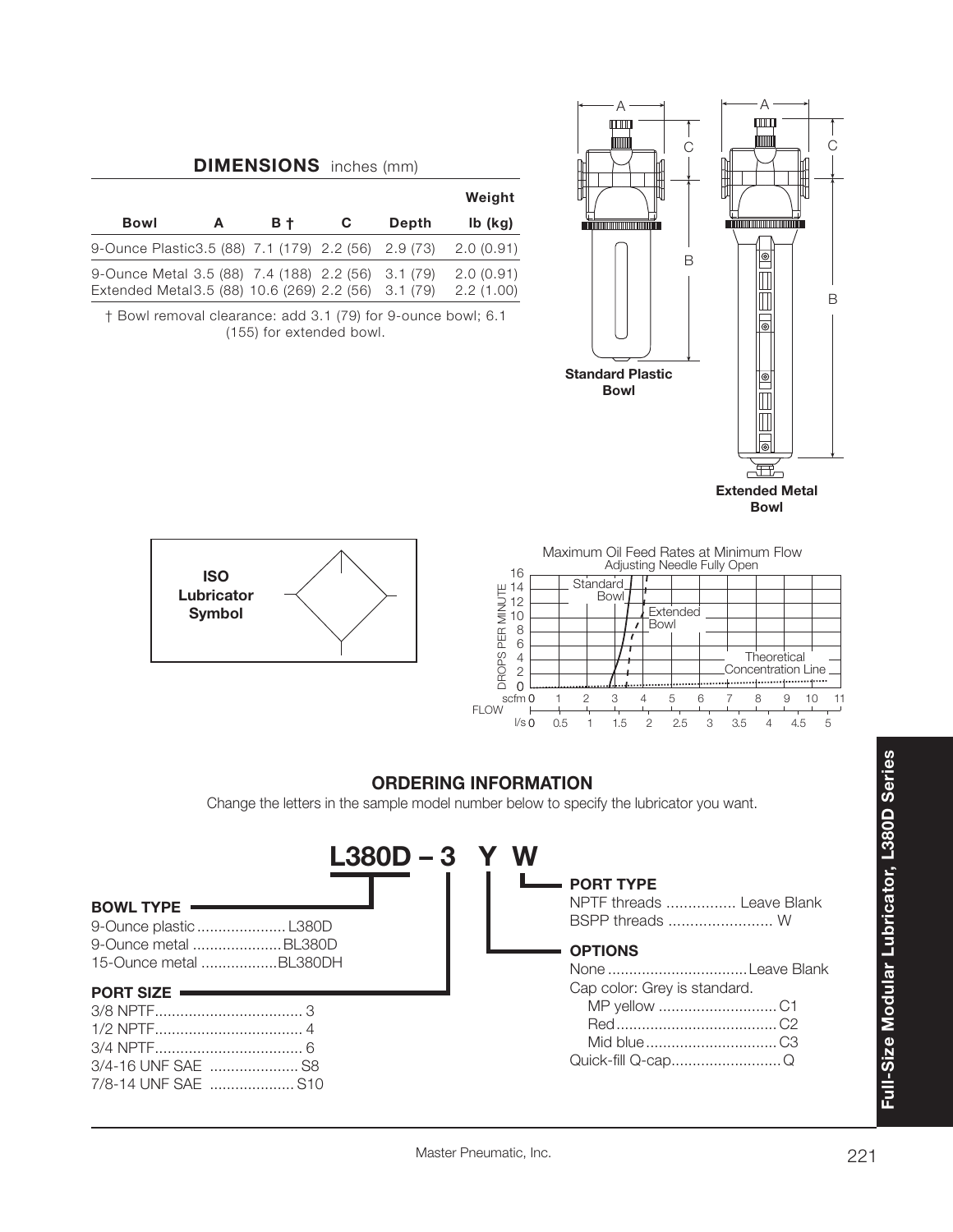## DIMENSIONS inches (mm)

| Bowl | A | B † | C | Depth | Weight lb (kg) |
|---|---|---|---|---|---|
| 9-Ounce Plastic | 3.5 (88) | 7.1 (179) | 2.2 (56) | 2.9 (73) | 2.0 (0.91) |
| 9-Ounce Metal | 3.5 (88) | 7.4 (188) | 2.2 (56) | 3.1 (79) | 2.0 (0.91) |
| Extended Metal | 3.5 (88) | 10.6 (269) | 2.2 (56) | 3.1 (79) | 2.2 (1.00) |

† Bowl removal clearance: add 3.1 (79) for 9-ounce bowl; 6.1 (155) for extended bowl.

A
C
B
Standard Plastic Bowl

A
C
B
Extended Metal Bowl

**ISO Lubricator Symbol**

Maximum Oil Feed Rates at Minimum Flow
Adjusting Needle Fully Open

DROPS PER MINUTE
16
14
12
10
8
6
4
2
0

Standard Bowl
Extended Bowl
Theoretical Concentration Line

FLOW
scfm 0 1 2 3 4 5 6 7 8 9 10 11
l/s 0 0.5 1 1.5 2 2.5 3 3.5 4 4.5 5

## ORDERING INFORMATION

Change the letters in the sample model number below to specify the lubricator you want.

**L380D – 3 Y W**

**BOWL TYPE**
- 9-Ounce plastic .................... L380D
- 9-Ounce metal .................... BL380D
- 15-Ounce metal .................. BL380DH

**PORT SIZE**
- 3/8 NPTF.................................. 3
- 1/2 NPTF.................................. 4
- 3/4 NPTF.................................. 6
- 3/4-16 UNF SAE .................... S8
- 7/8-14 UNF SAE .................... S10

**PORT TYPE**
- NPTF threads ................ Leave Blank
- BSPP threads ........................ W

**OPTIONS**
- None ................................. Leave Blank
- Cap color: Grey is standard.
  - MP yellow ........................... C1
  - Red...................................... C2
  - Mid blue............................... C3
- Quick-fill Q-cap.......................... Q

Full-Size Modular Lubricator, L380D Series